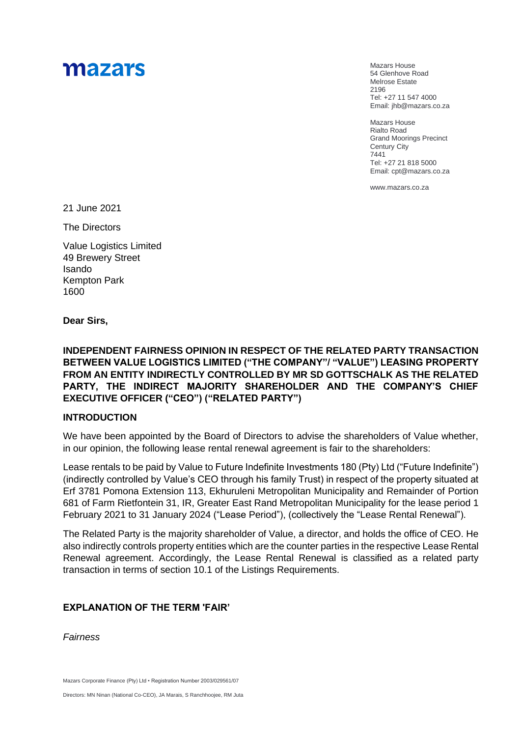mazars

Mazars House
54 Glenhove Road
Melrose Estate
2196
Tel: +27 11 547 4000
Email: jhb@mazars.co.za

Mazars House
Rialto Road
Grand Moorings Precinct
Century City
7441
Tel: +27 21 818 5000
Email: cpt@mazars.co.za

www.mazars.co.za

21 June 2021

The Directors

Value Logistics Limited
49 Brewery Street
Isando
Kempton Park
1600

**Dear Sirs,**

**INDEPENDENT FAIRNESS OPINION IN RESPECT OF THE RELATED PARTY TRANSACTION BETWEEN VALUE LOGISTICS LIMITED ("THE COMPANY"/ "VALUE") LEASING PROPERTY FROM AN ENTITY INDIRECTLY CONTROLLED BY MR SD GOTTSCHALK AS THE RELATED PARTY, THE INDIRECT MAJORITY SHAREHOLDER AND THE COMPANY'S CHIEF EXECUTIVE OFFICER ("CEO") ("RELATED PARTY")**

## INTRODUCTION

We have been appointed by the Board of Directors to advise the shareholders of Value whether, in our opinion, the following lease rental renewal agreement is fair to the shareholders:

Lease rentals to be paid by Value to Future Indefinite Investments 180 (Pty) Ltd ("Future Indefinite") (indirectly controlled by Value's CEO through his family Trust) in respect of the property situated at Erf 3781 Pomona Extension 113, Ekhuruleni Metropolitan Municipality and Remainder of Portion 681 of Farm Rietfontein 31, IR, Greater East Rand Metropolitan Municipality for the lease period 1 February 2021 to 31 January 2024 ("Lease Period"), (collectively the "Lease Rental Renewal").

The Related Party is the majority shareholder of Value, a director, and holds the office of CEO. He also indirectly controls property entities which are the counter parties in the respective Lease Rental Renewal agreement. Accordingly, the Lease Rental Renewal is classified as a related party transaction in terms of section 10.1 of the Listings Requirements.

## EXPLANATION OF THE TERM 'FAIR'

*Fairness*

Mazars Corporate Finance (Pty) Ltd • Registration Number 2003/029561/07

Directors: MN Ninan (National Co-CEO), JA Marais, S Ranchhoojee, RM Juta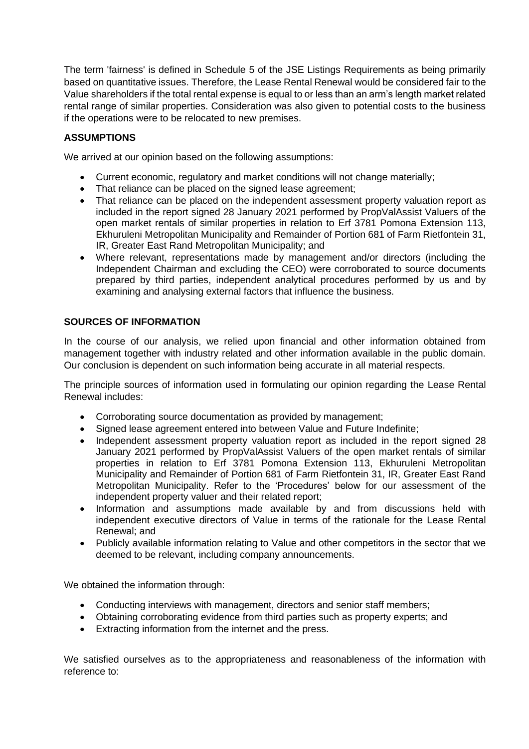The term 'fairness' is defined in Schedule 5 of the JSE Listings Requirements as being primarily based on quantitative issues. Therefore, the Lease Rental Renewal would be considered fair to the Value shareholders if the total rental expense is equal to or less than an arm's length market related rental range of similar properties. Consideration was also given to potential costs to the business if the operations were to be relocated to new premises.

**ASSUMPTIONS**

We arrived at our opinion based on the following assumptions:

- Current economic, regulatory and market conditions will not change materially;
- That reliance can be placed on the signed lease agreement;
- That reliance can be placed on the independent assessment property valuation report as included in the report signed 28 January 2021 performed by PropValAssist Valuers of the open market rentals of similar properties in relation to Erf 3781 Pomona Extension 113, Ekhuruleni Metropolitan Municipality and Remainder of Portion 681 of Farm Rietfontein 31, IR, Greater East Rand Metropolitan Municipality; and
- Where relevant, representations made by management and/or directors (including the Independent Chairman and excluding the CEO) were corroborated to source documents prepared by third parties, independent analytical procedures performed by us and by examining and analysing external factors that influence the business.

**SOURCES OF INFORMATION**

In the course of our analysis, we relied upon financial and other information obtained from management together with industry related and other information available in the public domain. Our conclusion is dependent on such information being accurate in all material respects.

The principle sources of information used in formulating our opinion regarding the Lease Rental Renewal includes:

- Corroborating source documentation as provided by management;
- Signed lease agreement entered into between Value and Future Indefinite;
- Independent assessment property valuation report as included in the report signed 28 January 2021 performed by PropValAssist Valuers of the open market rentals of similar properties in relation to Erf 3781 Pomona Extension 113, Ekhuruleni Metropolitan Municipality and Remainder of Portion 681 of Farm Rietfontein 31, IR, Greater East Rand Metropolitan Municipality. Refer to the 'Procedures' below for our assessment of the independent property valuer and their related report;
- Information and assumptions made available by and from discussions held with independent executive directors of Value in terms of the rationale for the Lease Rental Renewal; and
- Publicly available information relating to Value and other competitors in the sector that we deemed to be relevant, including company announcements.

We obtained the information through:

- Conducting interviews with management, directors and senior staff members;
- Obtaining corroborating evidence from third parties such as property experts; and
- Extracting information from the internet and the press.

We satisfied ourselves as to the appropriateness and reasonableness of the information with reference to: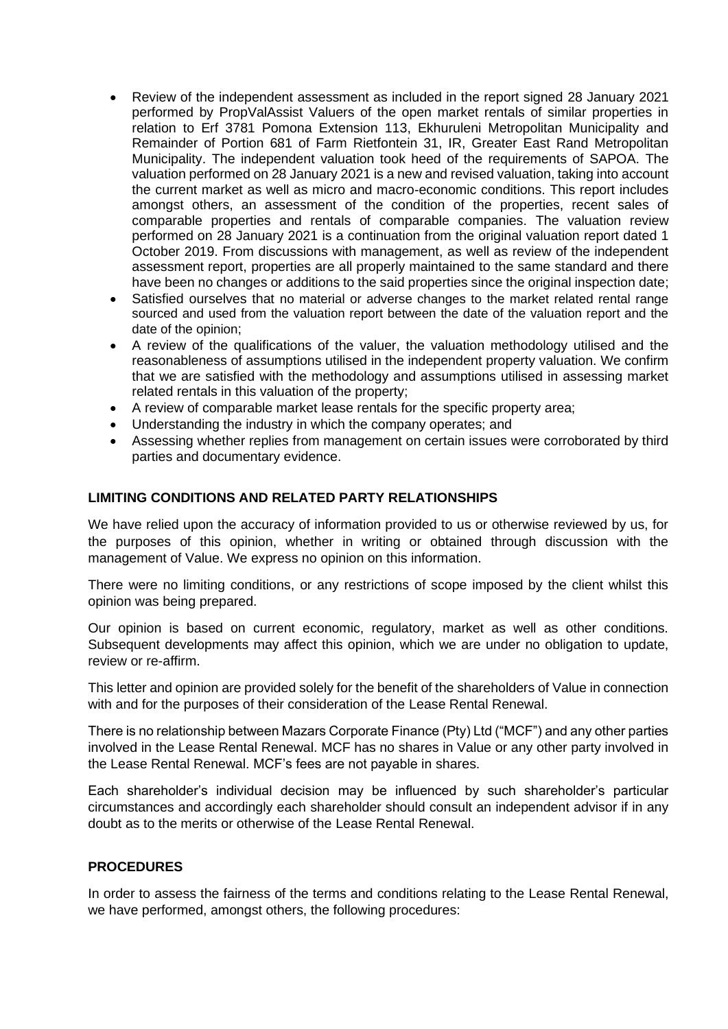- Review of the independent assessment as included in the report signed 28 January 2021 performed by PropValAssist Valuers of the open market rentals of similar properties in relation to Erf 3781 Pomona Extension 113, Ekhuruleni Metropolitan Municipality and Remainder of Portion 681 of Farm Rietfontein 31, IR, Greater East Rand Metropolitan Municipality. The independent valuation took heed of the requirements of SAPOA. The valuation performed on 28 January 2021 is a new and revised valuation, taking into account the current market as well as micro and macro-economic conditions. This report includes amongst others, an assessment of the condition of the properties, recent sales of comparable properties and rentals of comparable companies. The valuation review performed on 28 January 2021 is a continuation from the original valuation report dated 1 October 2019. From discussions with management, as well as review of the independent assessment report, properties are all properly maintained to the same standard and there have been no changes or additions to the said properties since the original inspection date;
- Satisfied ourselves that no material or adverse changes to the market related rental range sourced and used from the valuation report between the date of the valuation report and the date of the opinion;
- A review of the qualifications of the valuer, the valuation methodology utilised and the reasonableness of assumptions utilised in the independent property valuation. We confirm that we are satisfied with the methodology and assumptions utilised in assessing market related rentals in this valuation of the property;
- A review of comparable market lease rentals for the specific property area;
- Understanding the industry in which the company operates; and
- Assessing whether replies from management on certain issues were corroborated by third parties and documentary evidence.

**LIMITING CONDITIONS AND RELATED PARTY RELATIONSHIPS**

We have relied upon the accuracy of information provided to us or otherwise reviewed by us, for the purposes of this opinion, whether in writing or obtained through discussion with the management of Value. We express no opinion on this information.

There were no limiting conditions, or any restrictions of scope imposed by the client whilst this opinion was being prepared.

Our opinion is based on current economic, regulatory, market as well as other conditions. Subsequent developments may affect this opinion, which we are under no obligation to update, review or re-affirm.

This letter and opinion are provided solely for the benefit of the shareholders of Value in connection with and for the purposes of their consideration of the Lease Rental Renewal.

There is no relationship between Mazars Corporate Finance (Pty) Ltd ("MCF") and any other parties involved in the Lease Rental Renewal. MCF has no shares in Value or any other party involved in the Lease Rental Renewal. MCF's fees are not payable in shares.

Each shareholder's individual decision may be influenced by such shareholder's particular circumstances and accordingly each shareholder should consult an independent advisor if in any doubt as to the merits or otherwise of the Lease Rental Renewal.

**PROCEDURES**

In order to assess the fairness of the terms and conditions relating to the Lease Rental Renewal, we have performed, amongst others, the following procedures: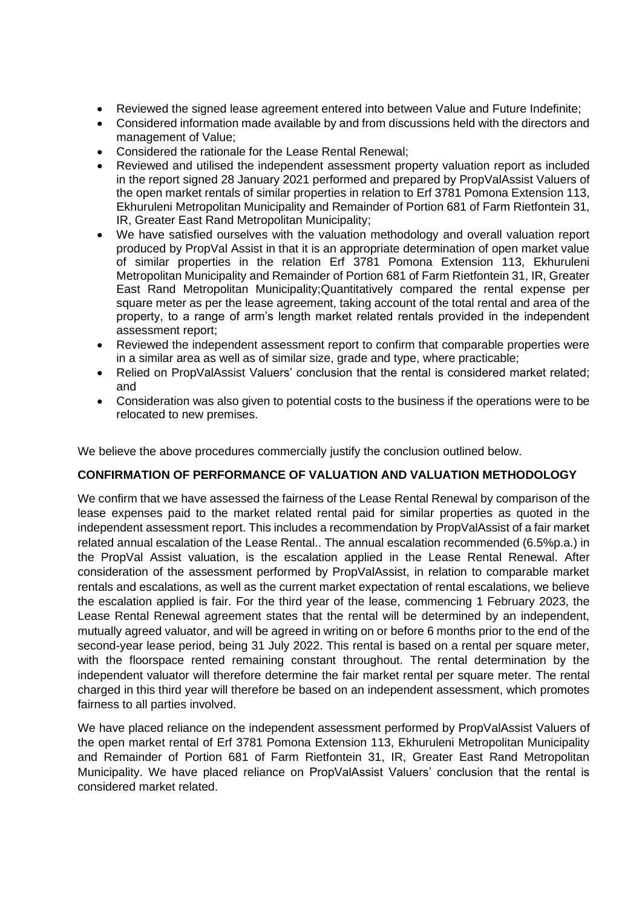- Reviewed the signed lease agreement entered into between Value and Future Indefinite;
- Considered information made available by and from discussions held with the directors and management of Value;
- Considered the rationale for the Lease Rental Renewal;
- Reviewed and utilised the independent assessment property valuation report as included in the report signed 28 January 2021 performed and prepared by PropValAssist Valuers of the open market rentals of similar properties in relation to Erf 3781 Pomona Extension 113, Ekhuruleni Metropolitan Municipality and Remainder of Portion 681 of Farm Rietfontein 31, IR, Greater East Rand Metropolitan Municipality;
- We have satisfied ourselves with the valuation methodology and overall valuation report produced by PropVal Assist in that it is an appropriate determination of open market value of similar properties in the relation Erf 3781 Pomona Extension 113, Ekhuruleni Metropolitan Municipality and Remainder of Portion 681 of Farm Rietfontein 31, IR, Greater East Rand Metropolitan Municipality;Quantitatively compared the rental expense per square meter as per the lease agreement, taking account of the total rental and area of the property, to a range of arm's length market related rentals provided in the independent assessment report;
- Reviewed the independent assessment report to confirm that comparable properties were in a similar area as well as of similar size, grade and type, where practicable;
- Relied on PropValAssist Valuers' conclusion that the rental is considered market related; and
- Consideration was also given to potential costs to the business if the operations were to be relocated to new premises.

We believe the above procedures commercially justify the conclusion outlined below.

**CONFIRMATION OF PERFORMANCE OF VALUATION AND VALUATION METHODOLOGY**

We confirm that we have assessed the fairness of the Lease Rental Renewal by comparison of the lease expenses paid to the market related rental paid for similar properties as quoted in the independent assessment report. This includes a recommendation by PropValAssist of a fair market related annual escalation of the Lease Rental.. The annual escalation recommended (6.5%p.a.) in the PropVal Assist valuation, is the escalation applied in the Lease Rental Renewal. After consideration of the assessment performed by PropValAssist, in relation to comparable market rentals and escalations, as well as the current market expectation of rental escalations, we believe the escalation applied is fair. For the third year of the lease, commencing 1 February 2023, the Lease Rental Renewal agreement states that the rental will be determined by an independent, mutually agreed valuator, and will be agreed in writing on or before 6 months prior to the end of the second-year lease period, being 31 July 2022. This rental is based on a rental per square meter, with the floorspace rented remaining constant throughout. The rental determination by the independent valuator will therefore determine the fair market rental per square meter. The rental charged in this third year will therefore be based on an independent assessment, which promotes fairness to all parties involved.

We have placed reliance on the independent assessment performed by PropValAssist Valuers of the open market rental of Erf 3781 Pomona Extension 113, Ekhuruleni Metropolitan Municipality and Remainder of Portion 681 of Farm Rietfontein 31, IR, Greater East Rand Metropolitan Municipality. We have placed reliance on PropValAssist Valuers' conclusion that the rental is considered market related.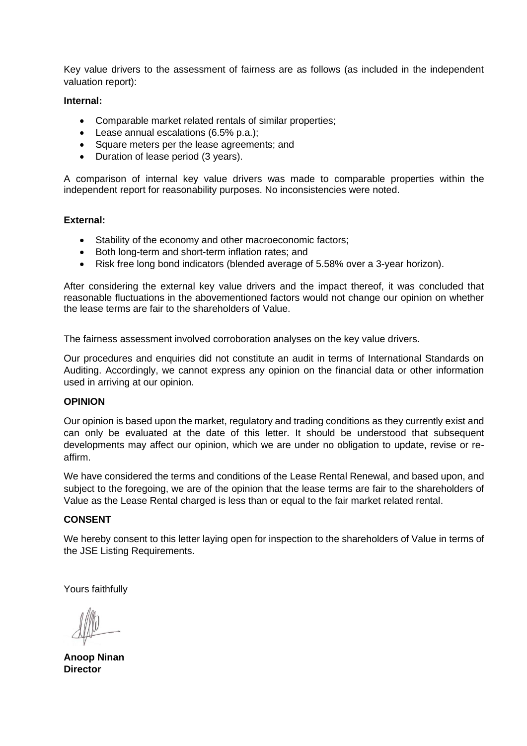Key value drivers to the assessment of fairness are as follows (as included in the independent valuation report):

**Internal:**

- Comparable market related rentals of similar properties;
- Lease annual escalations (6.5% p.a.);
- Square meters per the lease agreements; and
- Duration of lease period (3 years).

A comparison of internal key value drivers was made to comparable properties within the independent report for reasonability purposes. No inconsistencies were noted.

**External:**

- Stability of the economy and other macroeconomic factors;
- Both long-term and short-term inflation rates; and
- Risk free long bond indicators (blended average of 5.58% over a 3-year horizon).

After considering the external key value drivers and the impact thereof, it was concluded that reasonable fluctuations in the abovementioned factors would not change our opinion on whether the lease terms are fair to the shareholders of Value.

The fairness assessment involved corroboration analyses on the key value drivers.

Our procedures and enquiries did not constitute an audit in terms of International Standards on Auditing. Accordingly, we cannot express any opinion on the financial data or other information used in arriving at our opinion.

**OPINION**

Our opinion is based upon the market, regulatory and trading conditions as they currently exist and can only be evaluated at the date of this letter. It should be understood that subsequent developments may affect our opinion, which we are under no obligation to update, revise or re-affirm.

We have considered the terms and conditions of the Lease Rental Renewal, and based upon, and subject to the foregoing, we are of the opinion that the lease terms are fair to the shareholders of Value as the Lease Rental charged is less than or equal to the fair market related rental.

**CONSENT**

We hereby consent to this letter laying open for inspection to the shareholders of Value in terms of the JSE Listing Requirements.

Yours faithfully

**Anoop Ninan**
**Director**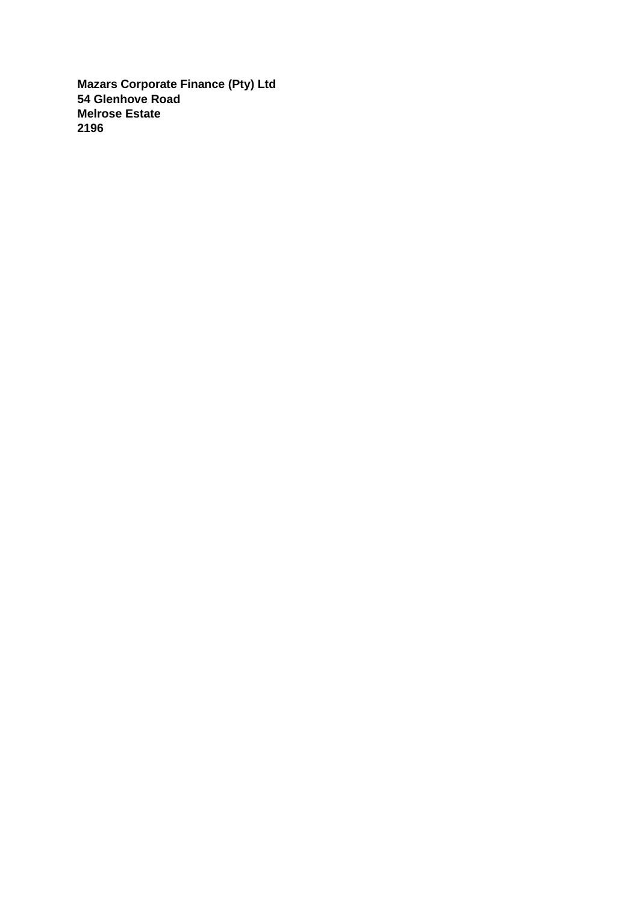**Mazars Corporate Finance (Pty) Ltd**
**54 Glenhove Road**
**Melrose Estate**
**2196**